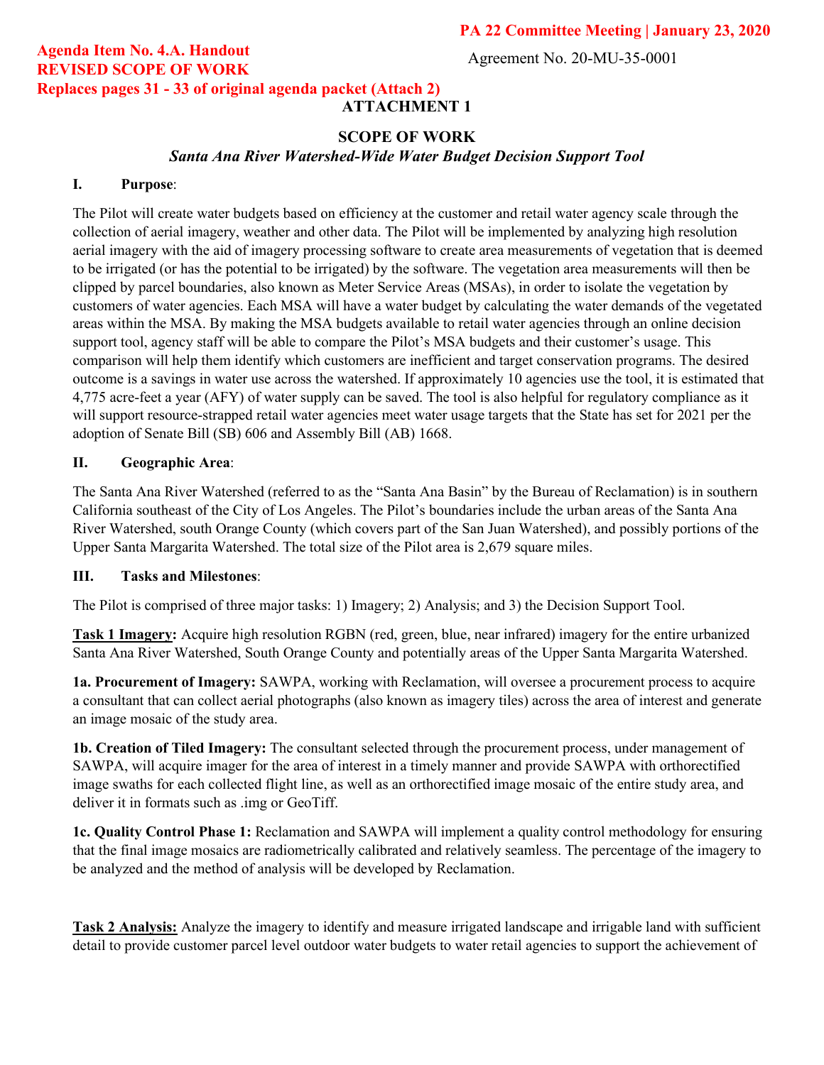**PA 22 Committee Meeting | January 23, 2020**

**Agenda Item No. 4.A. Handout**
**REVISED SCOPE OF WORK**
**Replaces pages 31 - 33 of original agenda packet (Attach 2)**

Agreement No. 20-MU-35-0001

**ATTACHMENT 1**

# SCOPE OF WORK

***Santa Ana River Watershed-Wide Water Budget Decision Support Tool***

## I. Purpose:

The Pilot will create water budgets based on efficiency at the customer and retail water agency scale through the collection of aerial imagery, weather and other data. The Pilot will be implemented by analyzing high resolution aerial imagery with the aid of imagery processing software to create area measurements of vegetation that is deemed to be irrigated (or has the potential to be irrigated) by the software. The vegetation area measurements will then be clipped by parcel boundaries, also known as Meter Service Areas (MSAs), in order to isolate the vegetation by customers of water agencies. Each MSA will have a water budget by calculating the water demands of the vegetated areas within the MSA. By making the MSA budgets available to retail water agencies through an online decision support tool, agency staff will be able to compare the Pilot's MSA budgets and their customer's usage. This comparison will help them identify which customers are inefficient and target conservation programs. The desired outcome is a savings in water use across the watershed. If approximately 10 agencies use the tool, it is estimated that 4,775 acre-feet a year (AFY) of water supply can be saved. The tool is also helpful for regulatory compliance as it will support resource-strapped retail water agencies meet water usage targets that the State has set for 2021 per the adoption of Senate Bill (SB) 606 and Assembly Bill (AB) 1668.

## II. Geographic Area:

The Santa Ana River Watershed (referred to as the "Santa Ana Basin" by the Bureau of Reclamation) is in southern California southeast of the City of Los Angeles. The Pilot's boundaries include the urban areas of the Santa Ana River Watershed, south Orange County (which covers part of the San Juan Watershed), and possibly portions of the Upper Santa Margarita Watershed. The total size of the Pilot area is 2,679 square miles.

## III. Tasks and Milestones:

The Pilot is comprised of three major tasks: 1) Imagery; 2) Analysis; and 3) the Decision Support Tool.

**Task 1 Imagery:** Acquire high resolution RGBN (red, green, blue, near infrared) imagery for the entire urbanized Santa Ana River Watershed, South Orange County and potentially areas of the Upper Santa Margarita Watershed.

**1a. Procurement of Imagery:** SAWPA, working with Reclamation, will oversee a procurement process to acquire a consultant that can collect aerial photographs (also known as imagery tiles) across the area of interest and generate an image mosaic of the study area.

**1b. Creation of Tiled Imagery:** The consultant selected through the procurement process, under management of SAWPA, will acquire imager for the area of interest in a timely manner and provide SAWPA with orthorectified image swaths for each collected flight line, as well as an orthorectified image mosaic of the entire study area, and deliver it in formats such as .img or GeoTiff.

**1c. Quality Control Phase 1:** Reclamation and SAWPA will implement a quality control methodology for ensuring that the final image mosaics are radiometrically calibrated and relatively seamless. The percentage of the imagery to be analyzed and the method of analysis will be developed by Reclamation.

**Task 2 Analysis:** Analyze the imagery to identify and measure irrigated landscape and irrigable land with sufficient detail to provide customer parcel level outdoor water budgets to water retail agencies to support the achievement of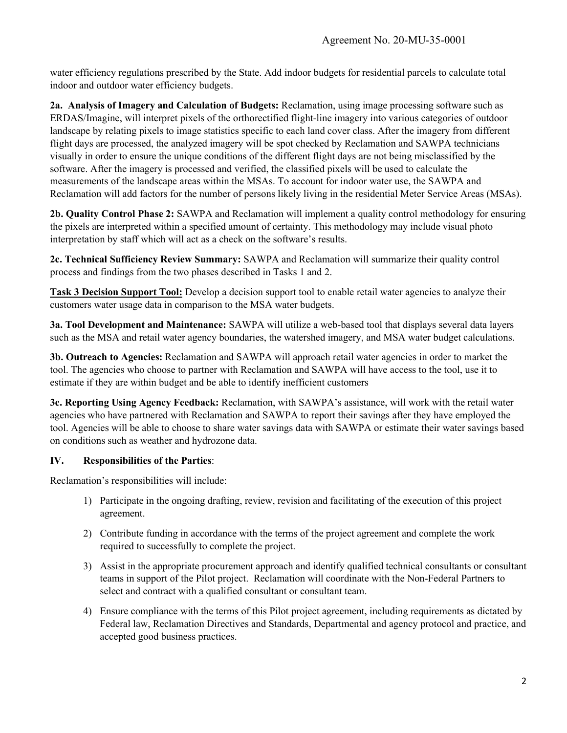water efficiency regulations prescribed by the State. Add indoor budgets for residential parcels to calculate total indoor and outdoor water efficiency budgets.

**2a. Analysis of Imagery and Calculation of Budgets:** Reclamation, using image processing software such as ERDAS/Imagine, will interpret pixels of the orthorectified flight-line imagery into various categories of outdoor landscape by relating pixels to image statistics specific to each land cover class. After the imagery from different flight days are processed, the analyzed imagery will be spot checked by Reclamation and SAWPA technicians visually in order to ensure the unique conditions of the different flight days are not being misclassified by the software. After the imagery is processed and verified, the classified pixels will be used to calculate the measurements of the landscape areas within the MSAs. To account for indoor water use, the SAWPA and Reclamation will add factors for the number of persons likely living in the residential Meter Service Areas (MSAs).

**2b. Quality Control Phase 2:** SAWPA and Reclamation will implement a quality control methodology for ensuring the pixels are interpreted within a specified amount of certainty. This methodology may include visual photo interpretation by staff which will act as a check on the software's results.

**2c. Technical Sufficiency Review Summary:** SAWPA and Reclamation will summarize their quality control process and findings from the two phases described in Tasks 1 and 2.

**Task 3 Decision Support Tool:** Develop a decision support tool to enable retail water agencies to analyze their customers water usage data in comparison to the MSA water budgets.

**3a. Tool Development and Maintenance:** SAWPA will utilize a web-based tool that displays several data layers such as the MSA and retail water agency boundaries, the watershed imagery, and MSA water budget calculations.

**3b. Outreach to Agencies:** Reclamation and SAWPA will approach retail water agencies in order to market the tool. The agencies who choose to partner with Reclamation and SAWPA will have access to the tool, use it to estimate if they are within budget and be able to identify inefficient customers

**3c. Reporting Using Agency Feedback:** Reclamation, with SAWPA's assistance, will work with the retail water agencies who have partnered with Reclamation and SAWPA to report their savings after they have employed the tool. Agencies will be able to choose to share water savings data with SAWPA or estimate their water savings based on conditions such as weather and hydrozone data.

## IV. Responsibilities of the Parties:

Reclamation's responsibilities will include:

1) Participate in the ongoing drafting, review, revision and facilitating of the execution of this project agreement.

2) Contribute funding in accordance with the terms of the project agreement and complete the work required to successfully to complete the project.

3) Assist in the appropriate procurement approach and identify qualified technical consultants or consultant teams in support of the Pilot project. Reclamation will coordinate with the Non-Federal Partners to select and contract with a qualified consultant or consultant team.

4) Ensure compliance with the terms of this Pilot project agreement, including requirements as dictated by Federal law, Reclamation Directives and Standards, Departmental and agency protocol and practice, and accepted good business practices.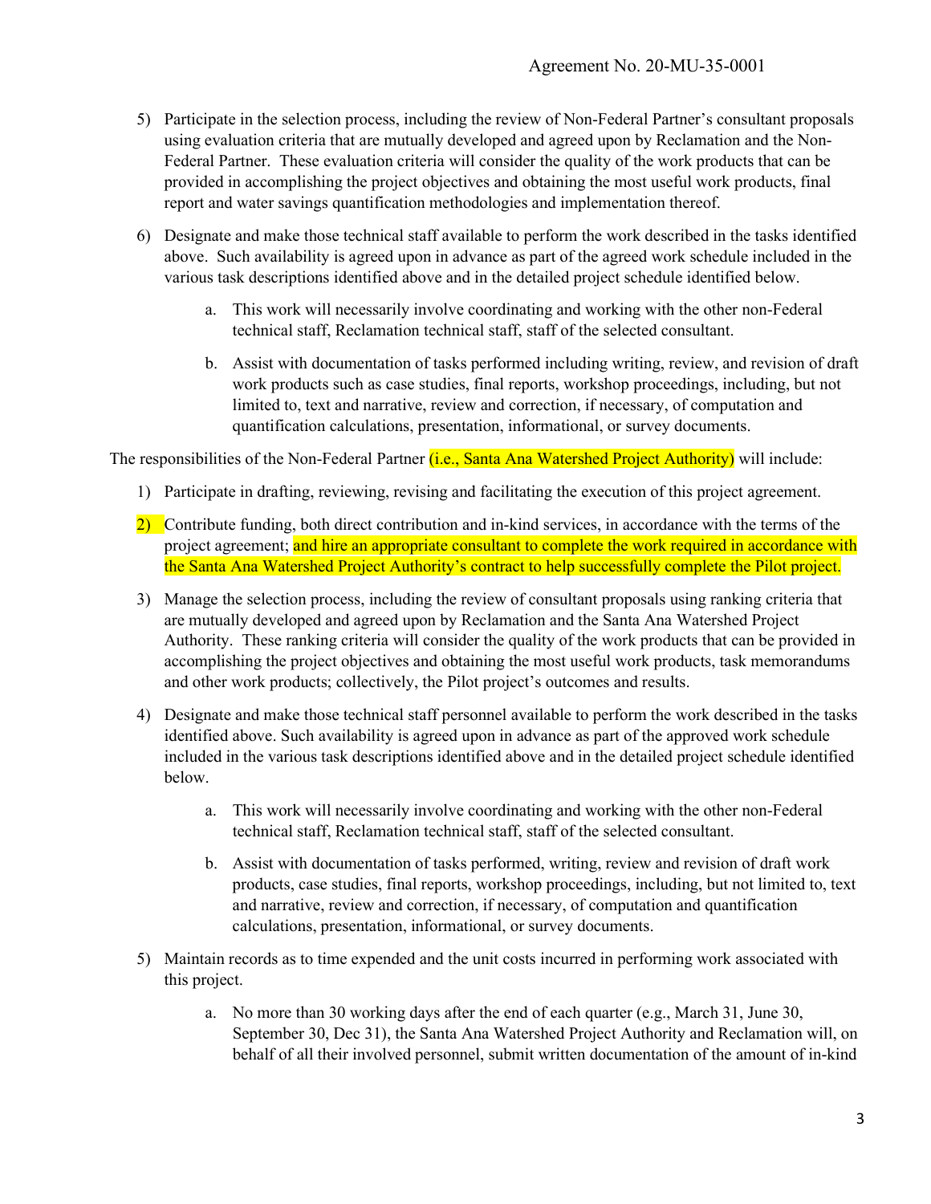5) Participate in the selection process, including the review of Non-Federal Partner's consultant proposals using evaluation criteria that are mutually developed and agreed upon by Reclamation and the Non-Federal Partner. These evaluation criteria will consider the quality of the work products that can be provided in accomplishing the project objectives and obtaining the most useful work products, final report and water savings quantification methodologies and implementation thereof.

6) Designate and make those technical staff available to perform the work described in the tasks identified above. Such availability is agreed upon in advance as part of the agreed work schedule included in the various task descriptions identified above and in the detailed project schedule identified below.

    a. This work will necessarily involve coordinating and working with the other non-Federal technical staff, Reclamation technical staff, staff of the selected consultant.

    b. Assist with documentation of tasks performed including writing, review, and revision of draft work products such as case studies, final reports, workshop proceedings, including, but not limited to, text and narrative, review and correction, if necessary, of computation and quantification calculations, presentation, informational, or survey documents.

The responsibilities of the Non-Federal Partner (i.e., Santa Ana Watershed Project Authority) will include:

1) Participate in drafting, reviewing, revising and facilitating the execution of this project agreement.

2) Contribute funding, both direct contribution and in-kind services, in accordance with the terms of the project agreement; and hire an appropriate consultant to complete the work required in accordance with the Santa Ana Watershed Project Authority's contract to help successfully complete the Pilot project.

3) Manage the selection process, including the review of consultant proposals using ranking criteria that are mutually developed and agreed upon by Reclamation and the Santa Ana Watershed Project Authority. These ranking criteria will consider the quality of the work products that can be provided in accomplishing the project objectives and obtaining the most useful work products, task memorandums and other work products; collectively, the Pilot project's outcomes and results.

4) Designate and make those technical staff personnel available to perform the work described in the tasks identified above. Such availability is agreed upon in advance as part of the approved work schedule included in the various task descriptions identified above and in the detailed project schedule identified below.

    a. This work will necessarily involve coordinating and working with the other non-Federal technical staff, Reclamation technical staff, staff of the selected consultant.

    b. Assist with documentation of tasks performed, writing, review and revision of draft work products, case studies, final reports, workshop proceedings, including, but not limited to, text and narrative, review and correction, if necessary, of computation and quantification calculations, presentation, informational, or survey documents.

5) Maintain records as to time expended and the unit costs incurred in performing work associated with this project.

    a. No more than 30 working days after the end of each quarter (e.g., March 31, June 30, September 30, Dec 31), the Santa Ana Watershed Project Authority and Reclamation will, on behalf of all their involved personnel, submit written documentation of the amount of in-kind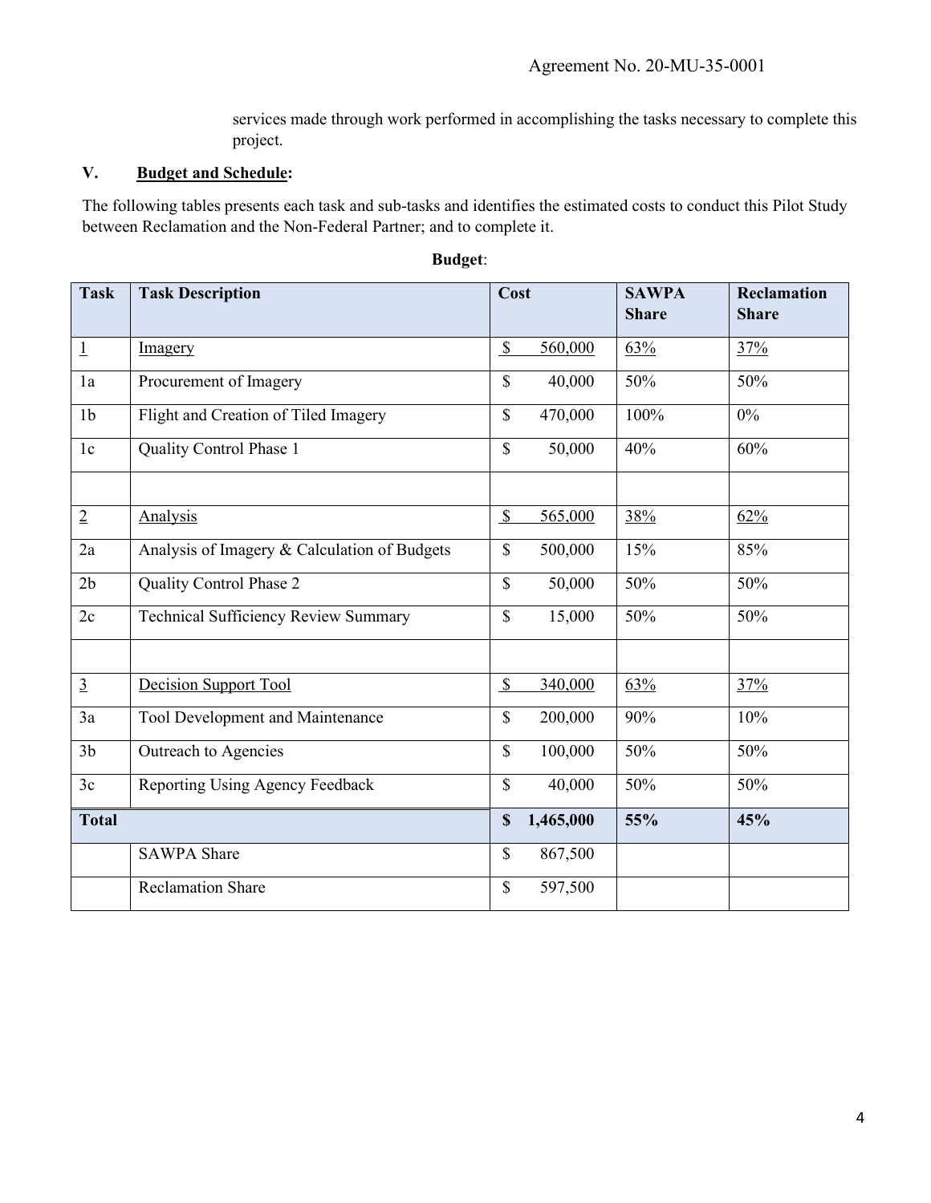services made through work performed in accomplishing the tasks necessary to complete this project.

## V. Budget and Schedule:

The following tables presents each task and sub-tasks and identifies the estimated costs to conduct this Pilot Study between Reclamation and the Non-Federal Partner; and to complete it.

**Budget**:

| Task | Task Description | Cost | SAWPA Share | Reclamation Share |
|---|---|---|---|---|
| 1 | Imagery | $ 560,000 | 63% | 37% |
| 1a | Procurement of Imagery | $ 40,000 | 50% | 50% |
| 1b | Flight and Creation of Tiled Imagery | $ 470,000 | 100% | 0% |
| 1c | Quality Control Phase 1 | $ 50,000 | 40% | 60% |
| | | | | |
| 2 | Analysis | $ 565,000 | 38% | 62% |
| 2a | Analysis of Imagery & Calculation of Budgets | $ 500,000 | 15% | 85% |
| 2b | Quality Control Phase 2 | $ 50,000 | 50% | 50% |
| 2c | Technical Sufficiency Review Summary | $ 15,000 | 50% | 50% |
| | | | | |
| 3 | Decision Support Tool | $ 340,000 | 63% | 37% |
| 3a | Tool Development and Maintenance | $ 200,000 | 90% | 10% |
| 3b | Outreach to Agencies | $ 100,000 | 50% | 50% |
| 3c | Reporting Using Agency Feedback | $ 40,000 | 50% | 50% |
| **Total** | | **$ 1,465,000** | **55%** | **45%** |
| | SAWPA Share | $ 867,500 | | |
| | Reclamation Share | $ 597,500 | | |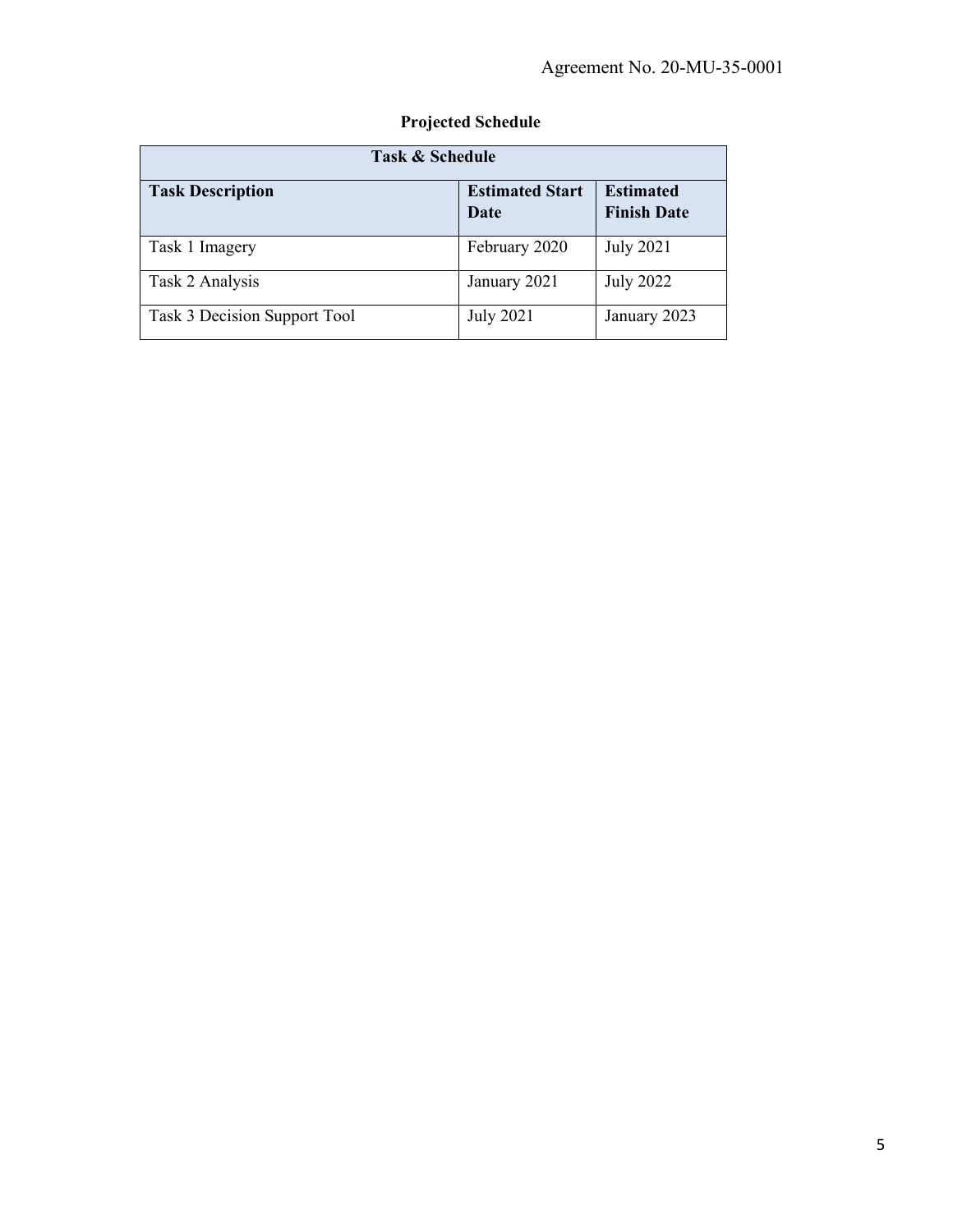**Projected Schedule**

| Task & Schedule | | |
|---|---|---|
| **Task Description** | **Estimated Start Date** | **Estimated Finish Date** |
| Task 1 Imagery | February 2020 | July 2021 |
| Task 2 Analysis | January 2021 | July 2022 |
| Task 3 Decision Support Tool | July 2021 | January 2023 |